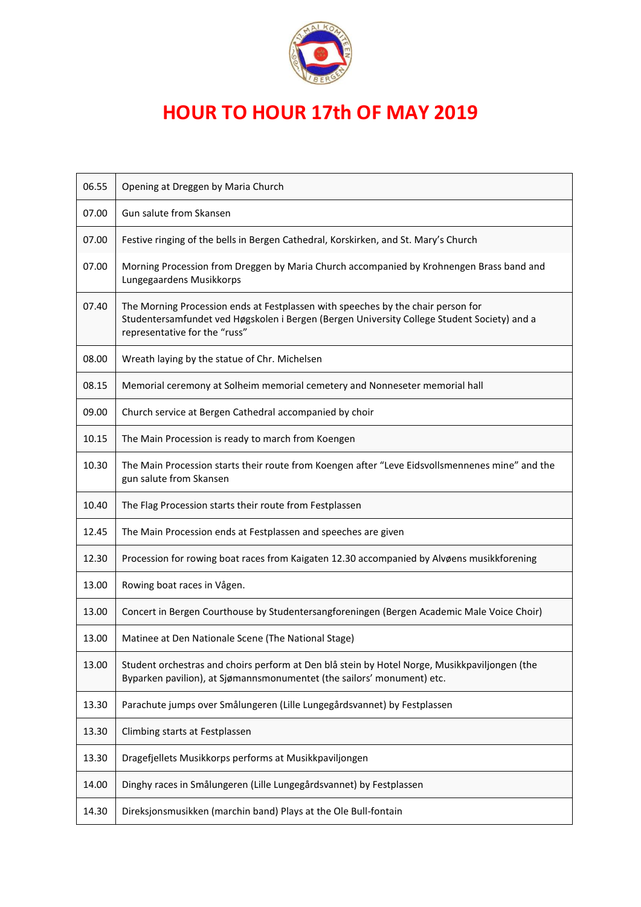# HOUR TO HOUR 17th OF MAY 2019

| | |
|---|---|
| 06.55 | Opening at Dreggen by Maria Church |
| 07.00 | Gun salute from Skansen |
| 07.00 | Festive ringing of the bells in Bergen Cathedral, Korskirken, and St. Mary's Church |
| 07.00 | Morning Procession from Dreggen by Maria Church accompanied by Krohnengen Brass band and Lungegaardens Musikkorps |
| 07.40 | The Morning Procession ends at Festplassen with speeches by the chair person for Studentersamfundet ved Høgskolen i Bergen (Bergen University College Student Society) and a representative for the "russ" |
| 08.00 | Wreath laying by the statue of Chr. Michelsen |
| 08.15 | Memorial ceremony at Solheim memorial cemetery and Nonneseter memorial hall |
| 09.00 | Church service at Bergen Cathedral accompanied by choir |
| 10.15 | The Main Procession is ready to march from Koengen |
| 10.30 | The Main Procession starts their route from Koengen after "Leve Eidsvollsmennenes mine" and the gun salute from Skansen |
| 10.40 | The Flag Procession starts their route from Festplassen |
| 12.45 | The Main Procession ends at Festplassen and speeches are given |
| 12.30 | Procession for rowing boat races from Kaigaten 12.30 accompanied by Alvøens musikkforening |
| 13.00 | Rowing boat races in Vågen. |
| 13.00 | Concert in Bergen Courthouse by Studentersangforeningen (Bergen Academic Male Voice Choir) |
| 13.00 | Matinee at Den Nationale Scene (The National Stage) |
| 13.00 | Student orchestras and choirs perform at Den blå stein by Hotel Norge, Musikkpaviljongen (the Byparken pavilion), at Sjømannsmonumentet (the sailors' monument) etc. |
| 13.30 | Parachute jumps over Smålungeren (Lille Lungegårdsvannet) by Festplassen |
| 13.30 | Climbing starts at Festplassen |
| 13.30 | Dragefjellets Musikkorps performs at Musikkpaviljongen |
| 14.00 | Dinghy races in Smålungeren (Lille Lungegårdsvannet) by Festplassen |
| 14.30 | Direksjonsmusikken (marchin band) Plays at the Ole Bull-fontain |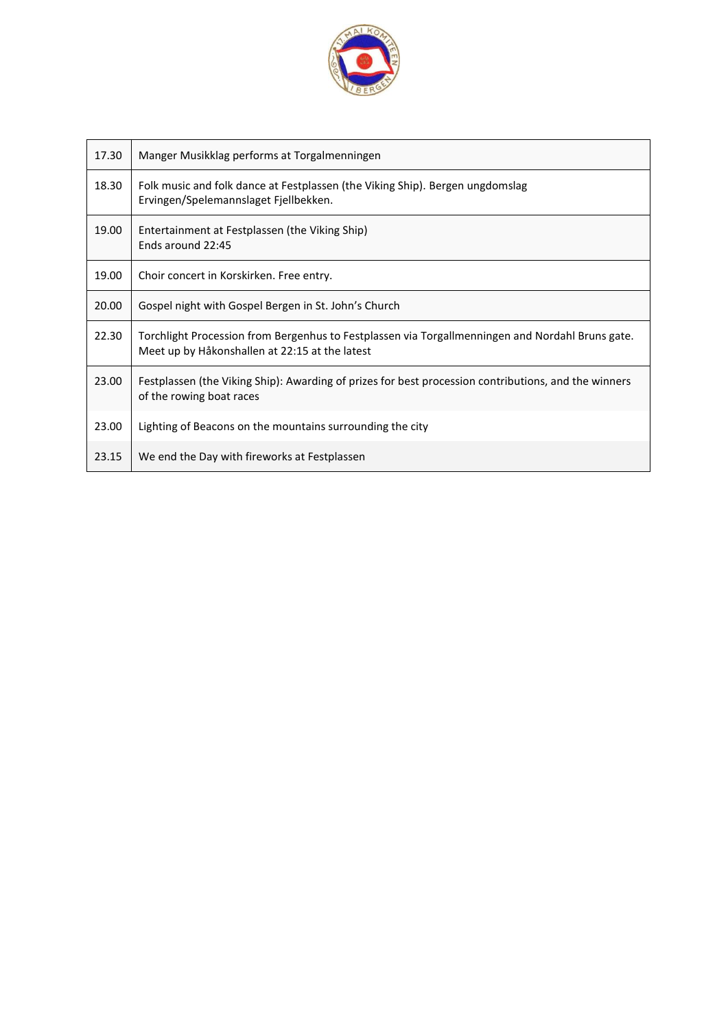| | |
|---|---|
| 17.30 | Manger Musikklag performs at Torgalmenningen |
| 18.30 | Folk music and folk dance at Festplassen (the Viking Ship). Bergen ungdomslag Ervingen/Spelemannslaget Fjellbekken. |
| 19.00 | Entertainment at Festplassen (the Viking Ship)<br>Ends around 22:45 |
| 19.00 | Choir concert in Korskirken. Free entry. |
| 20.00 | Gospel night with Gospel Bergen in St. John's Church |
| 22.30 | Torchlight Procession from Bergenhus to Festplassen via Torgallmenningen and Nordahl Bruns gate. Meet up by Håkonshallen at 22:15 at the latest |
| 23.00 | Festplassen (the Viking Ship): Awarding of prizes for best procession contributions, and the winners of the rowing boat races |
| 23.00 | Lighting of Beacons on the mountains surrounding the city |
| 23.15 | We end the Day with fireworks at Festplassen |